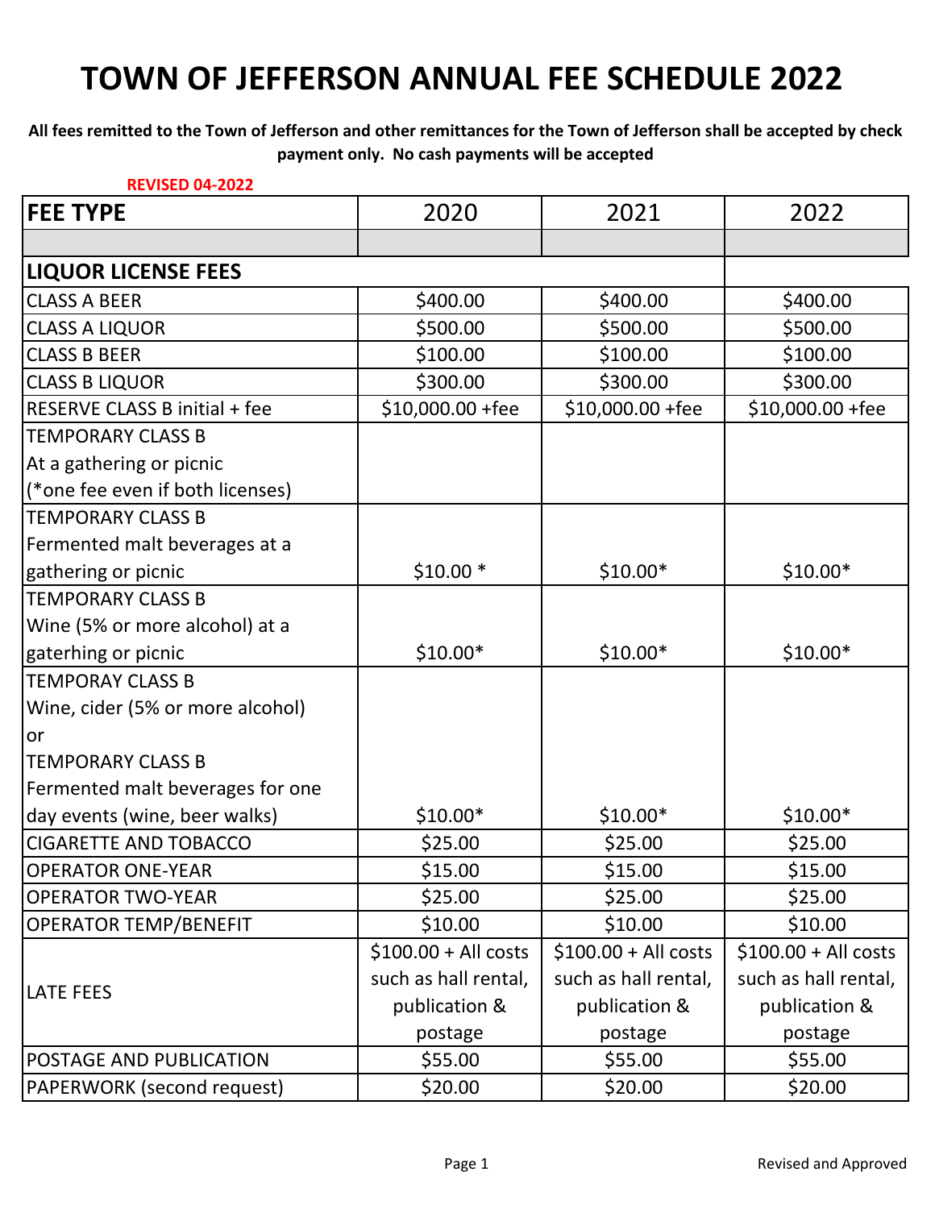# TOWN OF JEFFERSON ANNUAL FEE SCHEDULE 2022

**All fees remitted to the Town of Jefferson and other remittances for the Town of Jefferson shall be accepted by check payment only. No cash payments will be accepted**

REVISED 04-2022

| FEE TYPE | 2020 | 2021 | 2022 |
|---|---|---|---|
| | | | |
| **LIQUOR LICENSE FEES** | | | |
| CLASS A BEER | $400.00 | $400.00 | $400.00 |
| CLASS A LIQUOR | $500.00 | $500.00 | $500.00 |
| CLASS B BEER | $100.00 | $100.00 | $100.00 |
| CLASS B LIQUOR | $300.00 | $300.00 | $300.00 |
| RESERVE CLASS B initial + fee | $10,000.00 +fee | $10,000.00 +fee | $10,000.00 +fee |
| TEMPORARY CLASS B At a gathering or picnic (*one fee even if both licenses) | | | |
| TEMPORARY CLASS B Fermented malt beverages at a gathering or picnic | $10.00 * | $10.00* | $10.00* |
| TEMPORARY CLASS B Wine (5% or more alcohol) at a gaterhing or picnic | $10.00* | $10.00* | $10.00* |
| TEMPORAY CLASS B Wine, cider (5% or more alcohol) or TEMPORARY CLASS B Fermented malt beverages for one day events (wine, beer walks) | $10.00* | $10.00* | $10.00* |
| CIGARETTE AND TOBACCO | $25.00 | $25.00 | $25.00 |
| OPERATOR ONE-YEAR | $15.00 | $15.00 | $15.00 |
| OPERATOR TWO-YEAR | $25.00 | $25.00 | $25.00 |
| OPERATOR TEMP/BENEFIT | $10.00 | $10.00 | $10.00 |
| LATE FEES | $100.00 + All costs such as hall rental, publication & postage | $100.00 + All costs such as hall rental, publication & postage | $100.00 + All costs such as hall rental, publication & postage |
| POSTAGE AND PUBLICATION | $55.00 | $55.00 | $55.00 |
| PAPERWORK (second request) | $20.00 | $20.00 | $20.00 |

Revised and Approved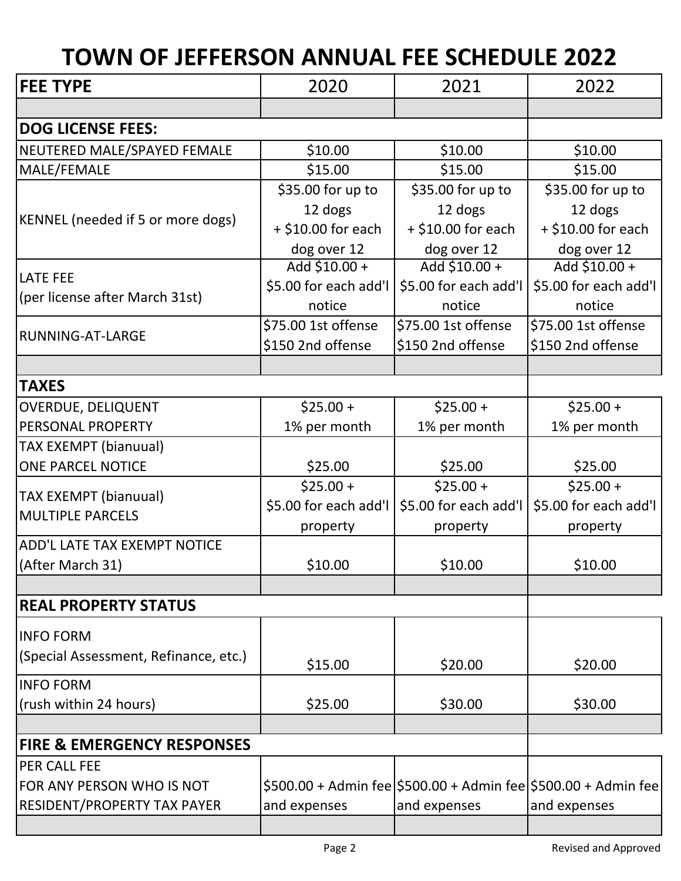# TOWN OF JEFFERSON ANNUAL FEE SCHEDULE 2022

| FEE TYPE | 2020 | 2021 | 2022 |
|---|---|---|---|
| | | | |
| **DOG LICENSE FEES:** | | | |
| NEUTERED MALE/SPAYED FEMALE | $10.00 | $10.00 | $10.00 |
| MALE/FEMALE | $15.00 | $15.00 | $15.00 |
| KENNEL (needed if 5 or more dogs) | $35.00 for up to 12 dogs + $10.00 for each dog over 12 | $35.00 for up to 12 dogs + $10.00 for each dog over 12 | $35.00 for up to 12 dogs + $10.00 for each dog over 12 |
| LATE FEE (per license after March 31st) | Add $10.00 + $5.00 for each add'l notice | Add $10.00 + $5.00 for each add'l notice | Add $10.00 + $5.00 for each add'l notice |
| RUNNING-AT-LARGE | $75.00 1st offense $150 2nd offense | $75.00 1st offense $150 2nd offense | $75.00 1st offense $150 2nd offense |
| | | | |
| **TAXES** | | | |
| OVERDUE, DELIQUENT PERSONAL PROPERTY | $25.00 + 1% per month | $25.00 + 1% per month | $25.00 + 1% per month |
| TAX EXEMPT (bianuual) ONE PARCEL NOTICE | $25.00 | $25.00 | $25.00 |
| TAX EXEMPT (bianuual) MULTIPLE PARCELS | $25.00 + $5.00 for each add'l property | $25.00 + $5.00 for each add'l property | $25.00 + $5.00 for each add'l property |
| ADD'L LATE TAX EXEMPT NOTICE (After March 31) | $10.00 | $10.00 | $10.00 |
| | | | |
| **REAL PROPERTY STATUS** | | | |
| INFO FORM (Special Assessment, Refinance, etc.) | $15.00 | $20.00 | $20.00 |
| INFO FORM (rush within 24 hours) | $25.00 | $30.00 | $30.00 |
| | | | |
| **FIRE & EMERGENCY RESPONSES** | | | |
| PER CALL FEE FOR ANY PERSON WHO IS NOT RESIDENT/PROPERTY TAX PAYER | $500.00 + Admin fee and expenses | $500.00 + Admin fee and expenses | $500.00 + Admin fee and expenses |
| | | | |

Revised and Approved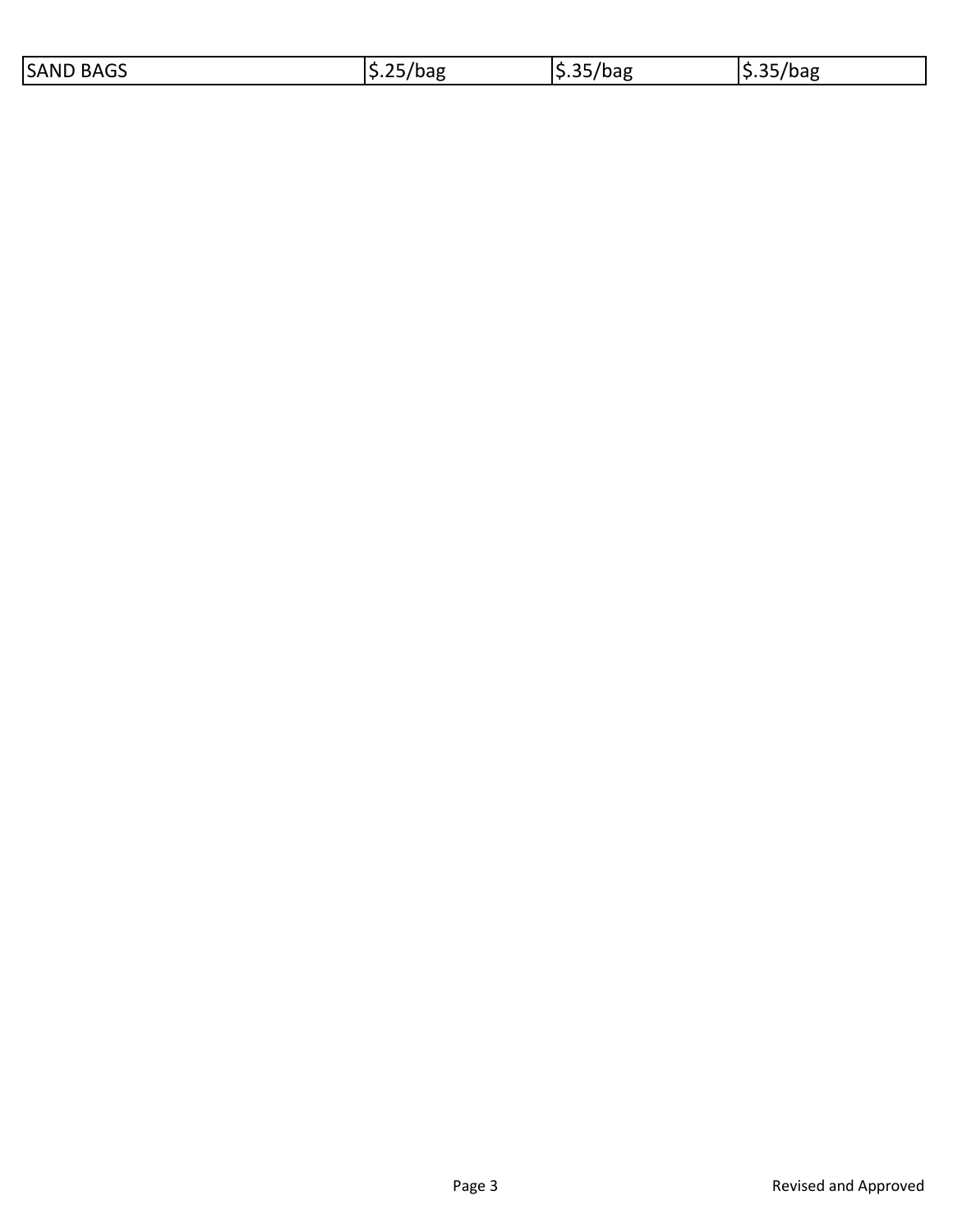| | | | |
|---|---|---|---|
| SAND BAGS | $.25/bag | $.35/bag | $.35/bag |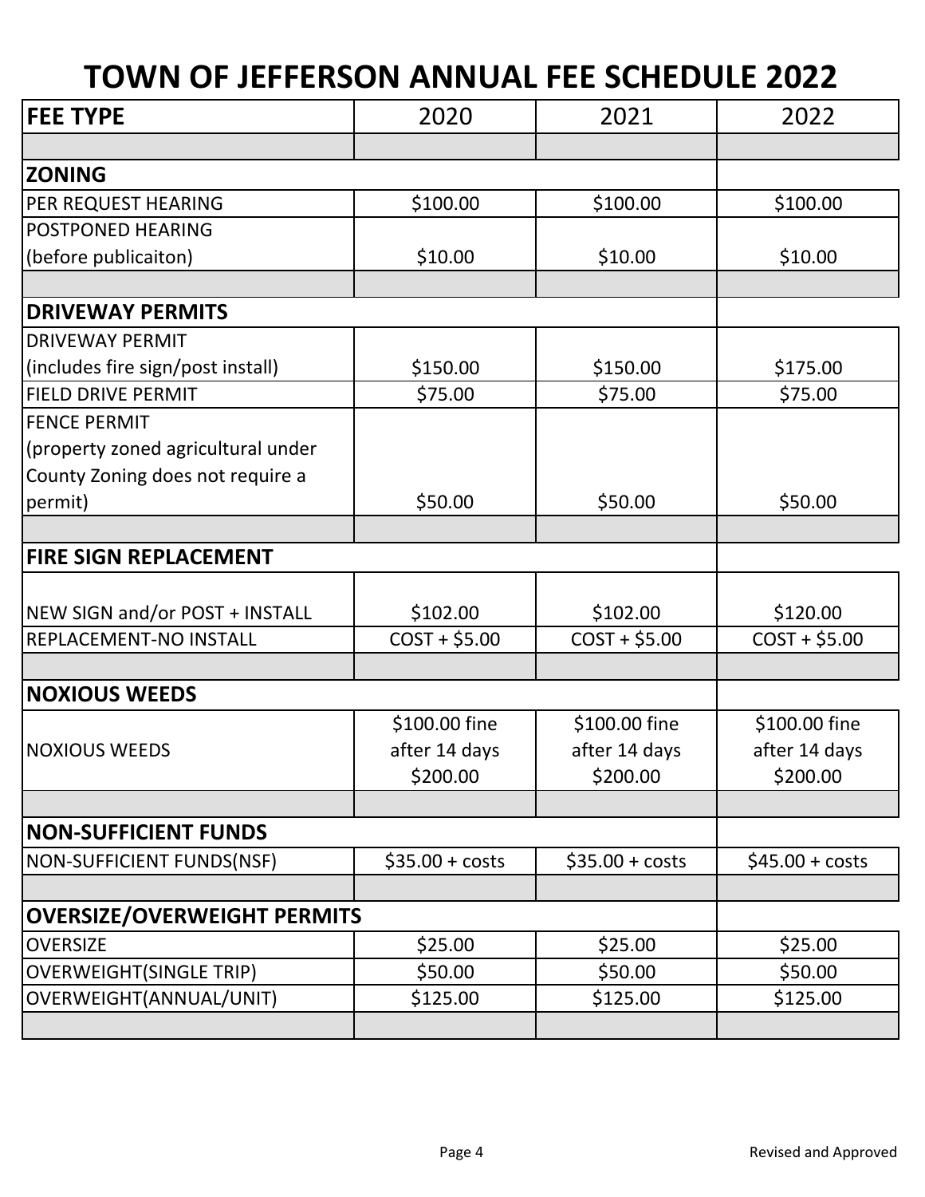# TOWN OF JEFFERSON ANNUAL FEE SCHEDULE 2022

| FEE TYPE | 2020 | 2021 | 2022 |
|---|---|---|---|
| | | | |
| **ZONING** | | | |
| PER REQUEST HEARING | $100.00 | $100.00 | $100.00 |
| POSTPONED HEARING (before publicaiton) | $10.00 | $10.00 | $10.00 |
| | | | |
| **DRIVEWAY PERMITS** | | | |
| DRIVEWAY PERMIT (includes fire sign/post install) | $150.00 | $150.00 | $175.00 |
| FIELD DRIVE PERMIT | $75.00 | $75.00 | $75.00 |
| FENCE PERMIT (property zoned agricultural under County Zoning does not require a permit) | $50.00 | $50.00 | $50.00 |
| | | | |
| **FIRE SIGN REPLACEMENT** | | | |
| NEW SIGN and/or POST + INSTALL | $102.00 | $102.00 | $120.00 |
| REPLACEMENT-NO INSTALL | COST + $5.00 | COST + $5.00 | COST + $5.00 |
| | | | |
| **NOXIOUS WEEDS** | | | |
| NOXIOUS WEEDS | $100.00 fine after 14 days $200.00 | $100.00 fine after 14 days $200.00 | $100.00 fine after 14 days $200.00 |
| | | | |
| **NON-SUFFICIENT FUNDS** | | | |
| NON-SUFFICIENT FUNDS(NSF) | $35.00 + costs | $35.00 + costs | $45.00 + costs |
| | | | |
| **OVERSIZE/OVERWEIGHT PERMITS** | | | |
| OVERSIZE | $25.00 | $25.00 | $25.00 |
| OVERWEIGHT(SINGLE TRIP) | $50.00 | $50.00 | $50.00 |
| OVERWEIGHT(ANNUAL/UNIT) | $125.00 | $125.00 | $125.00 |
| | | | |

Revised and Approved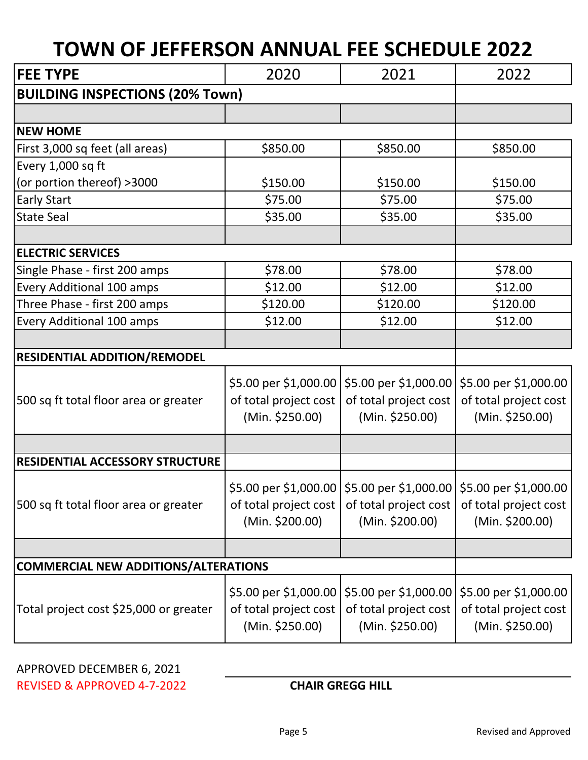# TOWN OF JEFFERSON ANNUAL FEE SCHEDULE 2022

| FEE TYPE | 2020 | 2021 | 2022 |
|---|---|---|---|
| **BUILDING INSPECTIONS (20% Town)** | | | |
| | | | |
| **NEW HOME** | | | |
| First 3,000 sq feet (all areas) | $850.00 | $850.00 | $850.00 |
| Every 1,000 sq ft (or portion thereof) >3000 | $150.00 | $150.00 | $150.00 |
| Early Start | $75.00 | $75.00 | $75.00 |
| State Seal | $35.00 | $35.00 | $35.00 |
| | | | |
| **ELECTRIC SERVICES** | | | |
| Single Phase - first 200 amps | $78.00 | $78.00 | $78.00 |
| Every Additional 100 amps | $12.00 | $12.00 | $12.00 |
| Three Phase - first 200 amps | $120.00 | $120.00 | $120.00 |
| Every Additional 100 amps | $12.00 | $12.00 | $12.00 |
| | | | |
| **RESIDENTIAL ADDITION/REMODEL** | | | |
| 500 sq ft total floor area or greater | $5.00 per $1,000.00 of total project cost (Min. $250.00) | $5.00 per $1,000.00 of total project cost (Min. $250.00) | $5.00 per $1,000.00 of total project cost (Min. $250.00) |
| | | | |
| **RESIDENTIAL ACCESSORY STRUCTURE** | | | |
| 500 sq ft total floor area or greater | $5.00 per $1,000.00 of total project cost (Min. $200.00) | $5.00 per $1,000.00 of total project cost (Min. $200.00) | $5.00 per $1,000.00 of total project cost (Min. $200.00) |
| | | | |
| **COMMERCIAL NEW ADDITIONS/ALTERATIONS** | | | |
| Total project cost $25,000 or greater | $5.00 per $1,000.00 of total project cost (Min. $250.00) | $5.00 per $1,000.00 of total project cost (Min. $250.00) | $5.00 per $1,000.00 of total project cost (Min. $250.00) |

APPROVED DECEMBER 6, 2021

REVISED & APPROVED 4-7-2022

**CHAIR GREGG HILL**